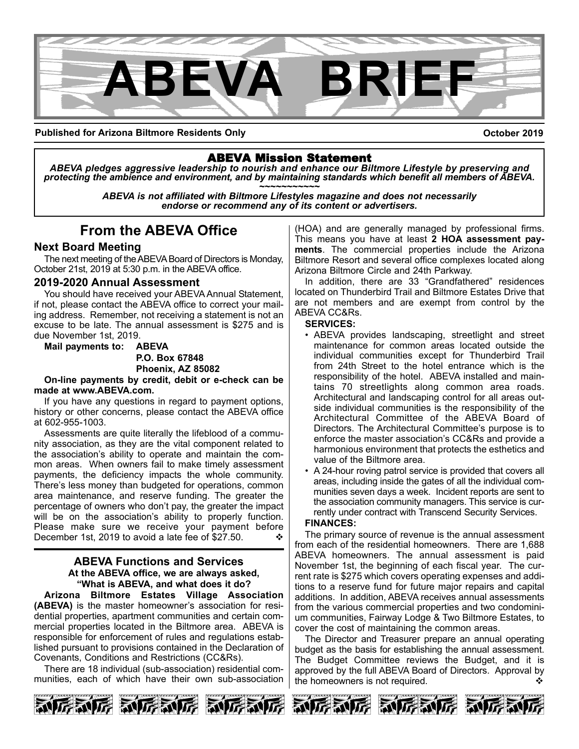# ABEVA BRIEF

**Published for Arizona Biltmore Residents Only** **October 2019**

## ABEVA Mission Statement

***ABEVA pledges aggressive leadership to nourish and enhance our Biltmore Lifestyle by preserving and protecting the ambience and environment, and by maintaining standards which benefit all members of ABEVA.***

~~~~~~~~~~~

***ABEVA is not affiliated with Biltmore Lifestyles magazine and does not necessarily endorse or recommend any of its content or advertisers.***

## From the ABEVA Office

### Next Board Meeting

The next meeting of the ABEVA Board of Directors is Monday, October 21st, 2019 at 5:30 p.m. in the ABEVA office.

### 2019-2020 Annual Assessment

You should have received your ABEVA Annual Statement, if not, please contact the ABEVA office to correct your mailing address. Remember, not receiving a statement is not an excuse to be late. The annual assessment is $275 and is due November 1st, 2019.

**Mail payments to: ABEVA**
**P.O. Box 67848**
**Phoenix, AZ 85082**

**On-line payments by credit, debit or e-check can be made at www.ABEVA.com.**

If you have any questions in regard to payment options, history or other concerns, please contact the ABEVA office at 602-955-1003.

Assessments are quite literally the lifeblood of a community association, as they are the vital component related to the association's ability to operate and maintain the common areas. When owners fail to make timely assessment payments, the deficiency impacts the whole community. There's less money than budgeted for operations, common area maintenance, and reserve funding. The greater the percentage of owners who don't pay, the greater the impact will be on the association's ability to properly function. Please make sure we receive your payment before December 1st, 2019 to avoid a late fee of $27.50. ❖

## ABEVA Functions and Services

**At the ABEVA office, we are always asked, "What is ABEVA, and what does it do?**

**Arizona Biltmore Estates Village Association (ABEVA)** is the master homeowner's association for residential properties, apartment communities and certain commercial properties located in the Biltmore area. ABEVA is responsible for enforcement of rules and regulations established pursuant to provisions contained in the Declaration of Covenants, Conditions and Restrictions (CC&Rs).

There are 18 individual (sub-association) residential communities, each of which have their own sub-association (HOA) and are generally managed by professional firms. This means you have at least **2 HOA assessment payments**. The commercial properties include the Arizona Biltmore Resort and several office complexes located along Arizona Biltmore Circle and 24th Parkway.

In addition, there are 33 "Grandfathered" residences located on Thunderbird Trail and Biltmore Estates Drive that are not members and are exempt from control by the ABEVA CC&Rs.

**SERVICES:**

- ABEVA provides landscaping, streetlight and street maintenance for common areas located outside the individual communities except for Thunderbird Trail from 24th Street to the hotel entrance which is the responsibility of the hotel. ABEVA installed and maintains 70 streetlights along common area roads. Architectural and landscaping control for all areas outside individual communities is the responsibility of the Architectural Committee of the ABEVA Board of Directors. The Architectural Committee's purpose is to enforce the master association's CC&Rs and provide a harmonious environment that protects the esthetics and value of the Biltmore area.
- A 24-hour roving patrol service is provided that covers all areas, including inside the gates of all the individual communities seven days a week. Incident reports are sent to the association community managers. This service is currently under contract with Transcend Security Services.

**FINANCES:**

The primary source of revenue is the annual assessment from each of the residential homeowners. There are 1,688 ABEVA homeowners. The annual assessment is paid November 1st, the beginning of each fiscal year. The current rate is $275 which covers operating expenses and additions to a reserve fund for future major repairs and capital additions. In addition, ABEVA receives annual assessments from the various commercial properties and two condominium communities, Fairway Lodge & Two Biltmore Estates, to cover the cost of maintaining the common areas.

The Director and Treasurer prepare an annual operating budget as the basis for establishing the annual assessment. The Budget Committee reviews the Budget, and it is approved by the full ABEVA Board of Directors. Approval by the homeowners is not required. ❖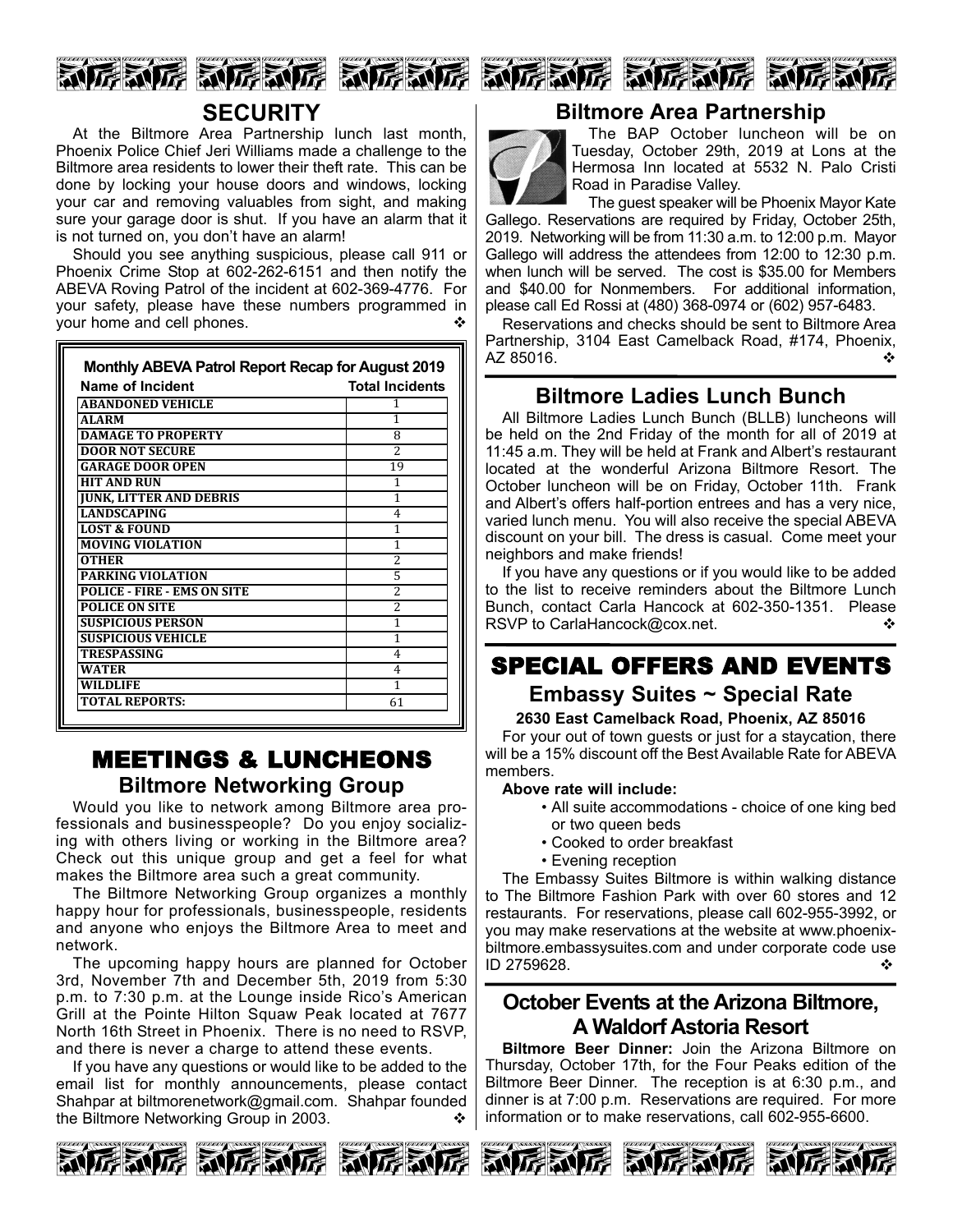## SECURITY

At the Biltmore Area Partnership lunch last month, Phoenix Police Chief Jeri Williams made a challenge to the Biltmore area residents to lower their theft rate. This can be done by locking your house doors and windows, locking your car and removing valuables from sight, and making sure your garage door is shut. If you have an alarm that it is not turned on, you don't have an alarm!

Should you see anything suspicious, please call 911 or Phoenix Crime Stop at 602-262-6151 and then notify the ABEVA Roving Patrol of the incident at 602-369-4776. For your safety, please have these numbers programmed in your home and cell phones. ❖

**Monthly ABEVA Patrol Report Recap for August 2019**

| Name of Incident | Total Incidents |
|---|---|
| ABANDONED VEHICLE | 1 |
| ALARM | 1 |
| DAMAGE TO PROPERTY | 8 |
| DOOR NOT SECURE | 2 |
| GARAGE DOOR OPEN | 19 |
| HIT AND RUN | 1 |
| JUNK, LITTER AND DEBRIS | 1 |
| LANDSCAPING | 4 |
| LOST & FOUND | 1 |
| MOVING VIOLATION | 1 |
| OTHER | 2 |
| PARKING VIOLATION | 5 |
| POLICE - FIRE - EMS ON SITE | 2 |
| POLICE ON SITE | 2 |
| SUSPICIOUS PERSON | 1 |
| SUSPICIOUS VEHICLE | 1 |
| TRESPASSING | 4 |
| WATER | 4 |
| WILDLIFE | 1 |
| TOTAL REPORTS: | 61 |

## MEETINGS & LUNCHEONS

### Biltmore Networking Group

Would you like to network among Biltmore area professionals and businesspeople? Do you enjoy socializing with others living or working in the Biltmore area? Check out this unique group and get a feel for what makes the Biltmore area such a great community.

The Biltmore Networking Group organizes a monthly happy hour for professionals, businesspeople, residents and anyone who enjoys the Biltmore Area to meet and network.

The upcoming happy hours are planned for October 3rd, November 7th and December 5th, 2019 from 5:30 p.m. to 7:30 p.m. at the Lounge inside Rico's American Grill at the Pointe Hilton Squaw Peak located at 7677 North 16th Street in Phoenix. There is no need to RSVP, and there is never a charge to attend these events.

If you have any questions or would like to be added to the email list for monthly announcements, please contact Shahpar at biltmorenetwork@gmail.com. Shahpar founded the Biltmore Networking Group in 2003. ❖

### Biltmore Area Partnership

The BAP October luncheon will be on Tuesday, October 29th, 2019 at Lons at the Hermosa Inn located at 5532 N. Palo Cristi Road in Paradise Valley.

The guest speaker will be Phoenix Mayor Kate Gallego. Reservations are required by Friday, October 25th, 2019. Networking will be from 11:30 a.m. to 12:00 p.m. Mayor Gallego will address the attendees from 12:00 to 12:30 p.m. when lunch will be served. The cost is $35.00 for Members and $40.00 for Nonmembers. For additional information, please call Ed Rossi at (480) 368-0974 or (602) 957-6483.

Reservations and checks should be sent to Biltmore Area Partnership, 3104 East Camelback Road, #174, Phoenix, AZ 85016. ❖

### Biltmore Ladies Lunch Bunch

All Biltmore Ladies Lunch Bunch (BLLB) luncheons will be held on the 2nd Friday of the month for all of 2019 at 11:45 a.m. They will be held at Frank and Albert's restaurant located at the wonderful Arizona Biltmore Resort. The October luncheon will be on Friday, October 11th. Frank and Albert's offers half-portion entrees and has a very nice, varied lunch menu. You will also receive the special ABEVA discount on your bill. The dress is casual. Come meet your neighbors and make friends!

If you have any questions or if you would like to be added to the list to receive reminders about the Biltmore Lunch Bunch, contact Carla Hancock at 602-350-1351. Please RSVP to CarlaHancock@cox.net. ❖

## SPECIAL OFFERS AND EVENTS

### Embassy Suites ~ Special Rate

**2630 East Camelback Road, Phoenix, AZ 85016**

For your out of town guests or just for a staycation, there will be a 15% discount off the Best Available Rate for ABEVA members.

**Above rate will include:**

- All suite accommodations - choice of one king bed or two queen beds
- Cooked to order breakfast
- Evening reception

The Embassy Suites Biltmore is within walking distance to The Biltmore Fashion Park with over 60 stores and 12 restaurants. For reservations, please call 602-955-3992, or you may make reservations at the website at www.phoenix-biltmore.embassysuites.com and under corporate code use ID 2759628. ❖

### October Events at the Arizona Biltmore, A Waldorf Astoria Resort

**Biltmore Beer Dinner:** Join the Arizona Biltmore on Thursday, October 17th, for the Four Peaks edition of the Biltmore Beer Dinner. The reception is at 6:30 p.m., and dinner is at 7:00 p.m. Reservations are required. For more information or to make reservations, call 602-955-6600.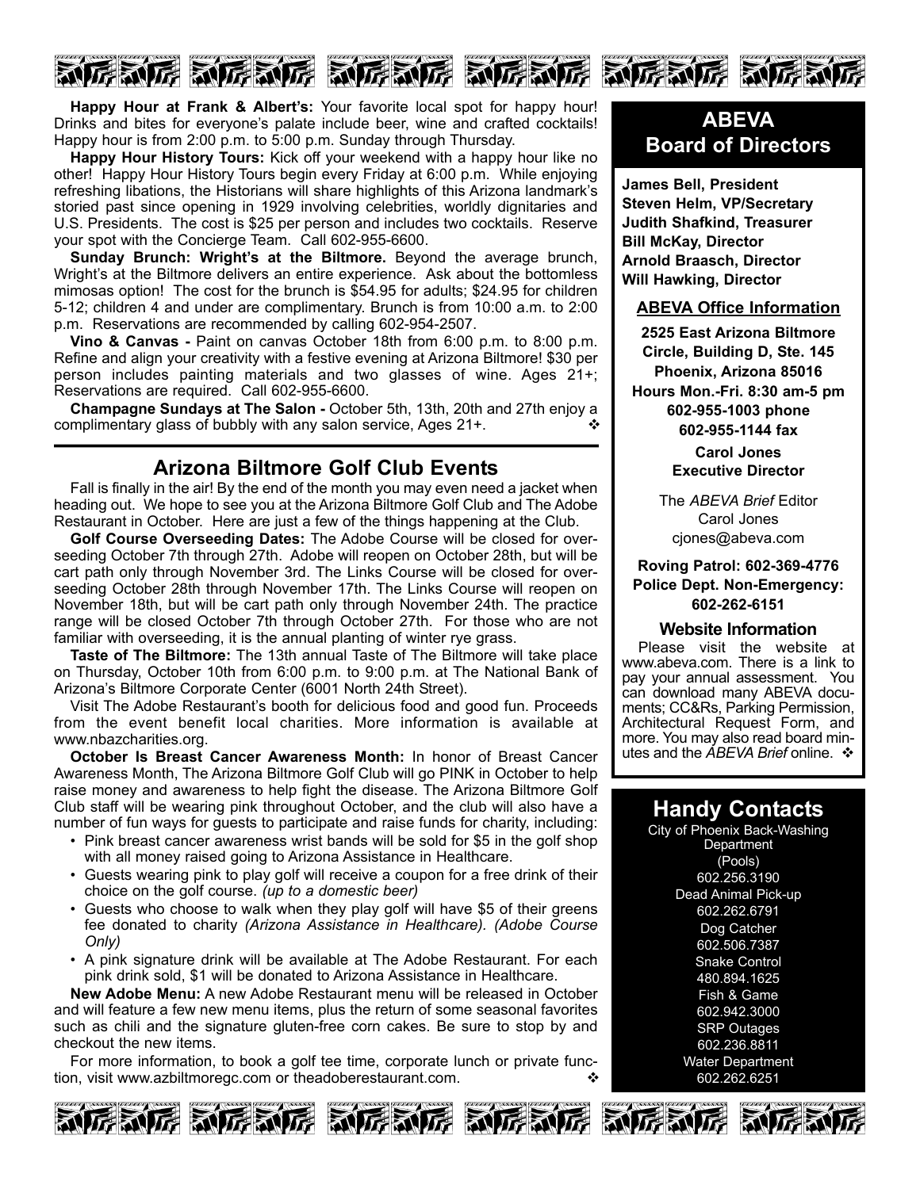**Happy Hour at Frank & Albert's:** Your favorite local spot for happy hour! Drinks and bites for everyone's palate include beer, wine and crafted cocktails! Happy hour is from 2:00 p.m. to 5:00 p.m. Sunday through Thursday.

**Happy Hour History Tours:** Kick off your weekend with a happy hour like no other! Happy Hour History Tours begin every Friday at 6:00 p.m. While enjoying refreshing libations, the Historians will share highlights of this Arizona landmark's storied past since opening in 1929 involving celebrities, worldly dignitaries and U.S. Presidents. The cost is $25 per person and includes two cocktails. Reserve your spot with the Concierge Team. Call 602-955-6600.

**Sunday Brunch: Wright's at the Biltmore.** Beyond the average brunch, Wright's at the Biltmore delivers an entire experience. Ask about the bottomless mimosas option! The cost for the brunch is $54.95 for adults; $24.95 for children 5-12; children 4 and under are complimentary. Brunch is from 10:00 a.m. to 2:00 p.m. Reservations are recommended by calling 602-954-2507.

**Vino & Canvas -** Paint on canvas October 18th from 6:00 p.m. to 8:00 p.m. Refine and align your creativity with a festive evening at Arizona Biltmore! $30 per person includes painting materials and two glasses of wine. Ages 21+; Reservations are required. Call 602-955-6600.

**Champagne Sundays at The Salon -** October 5th, 13th, 20th and 27th enjoy a complimentary glass of bubbly with any salon service, Ages 21+. ❖

## Arizona Biltmore Golf Club Events

Fall is finally in the air! By the end of the month you may even need a jacket when heading out. We hope to see you at the Arizona Biltmore Golf Club and The Adobe Restaurant in October. Here are just a few of the things happening at the Club.

**Golf Course Overseeding Dates:** The Adobe Course will be closed for overseeding October 7th through 27th. Adobe will reopen on October 28th, but will be cart path only through November 3rd. The Links Course will be closed for overseeding October 28th through November 17th. The Links Course will reopen on November 18th, but will be cart path only through November 24th. The practice range will be closed October 7th through October 27th. For those who are not familiar with overseeding, it is the annual planting of winter rye grass.

**Taste of The Biltmore:** The 13th annual Taste of The Biltmore will take place on Thursday, October 10th from 6:00 p.m. to 9:00 p.m. at The National Bank of Arizona's Biltmore Corporate Center (6001 North 24th Street).

Visit The Adobe Restaurant's booth for delicious food and good fun. Proceeds from the event benefit local charities. More information is available at www.nbazcharities.org.

**October Is Breast Cancer Awareness Month:** In honor of Breast Cancer Awareness Month, The Arizona Biltmore Golf Club will go PINK in October to help raise money and awareness to help fight the disease. The Arizona Biltmore Golf Club staff will be wearing pink throughout October, and the club will also have a number of fun ways for guests to participate and raise funds for charity, including:

- Pink breast cancer awareness wrist bands will be sold for $5 in the golf shop with all money raised going to Arizona Assistance in Healthcare.
- Guests wearing pink to play golf will receive a coupon for a free drink of their choice on the golf course. *(up to a domestic beer)*
- Guests who choose to walk when they play golf will have $5 of their greens fee donated to charity *(Arizona Assistance in Healthcare). (Adobe Course Only)*
- A pink signature drink will be available at The Adobe Restaurant. For each pink drink sold, $1 will be donated to Arizona Assistance in Healthcare.

**New Adobe Menu:** A new Adobe Restaurant menu will be released in October and will feature a few new menu items, plus the return of some seasonal favorites such as chili and the signature gluten-free corn cakes. Be sure to stop by and checkout the new items.

For more information, to book a golf tee time, corporate lunch or private function, visit www.azbiltmoregc.com or theadoberestaurant.com. ❖

## ABEVA Board of Directors

**James Bell, President**
**Steven Helm, VP/Secretary**
**Judith Shafkind, Treasurer**
**Bill McKay, Director**
**Arnold Braasch, Director**
**Will Hawking, Director**

### ABEVA Office Information

**2525 East Arizona Biltmore Circle, Building D, Ste. 145**
**Phoenix, Arizona 85016**
**Hours Mon.-Fri. 8:30 am-5 pm**
**602-955-1003 phone**
**602-955-1144 fax**

**Carol Jones**
**Executive Director**

The *ABEVA Brief* Editor
Carol Jones
cjones@abeva.com

**Roving Patrol: 602-369-4776**
**Police Dept. Non-Emergency: 602-262-6151**

### Website Information

Please visit the website at www.abeva.com. There is a link to pay your annual assessment. You can download many ABEVA documents; CC&Rs, Parking Permission, Architectural Request Form, and more. You may also read board minutes and the *ABEVA Brief* online. ❖

## Handy Contacts

City of Phoenix Back-Washing Department (Pools)
602.256.3190
Dead Animal Pick-up
602.262.6791
Dog Catcher
602.506.7387
Snake Control
480.894.1625
Fish & Game
602.942.3000
SRP Outages
602.236.8811
Water Department
602.262.6251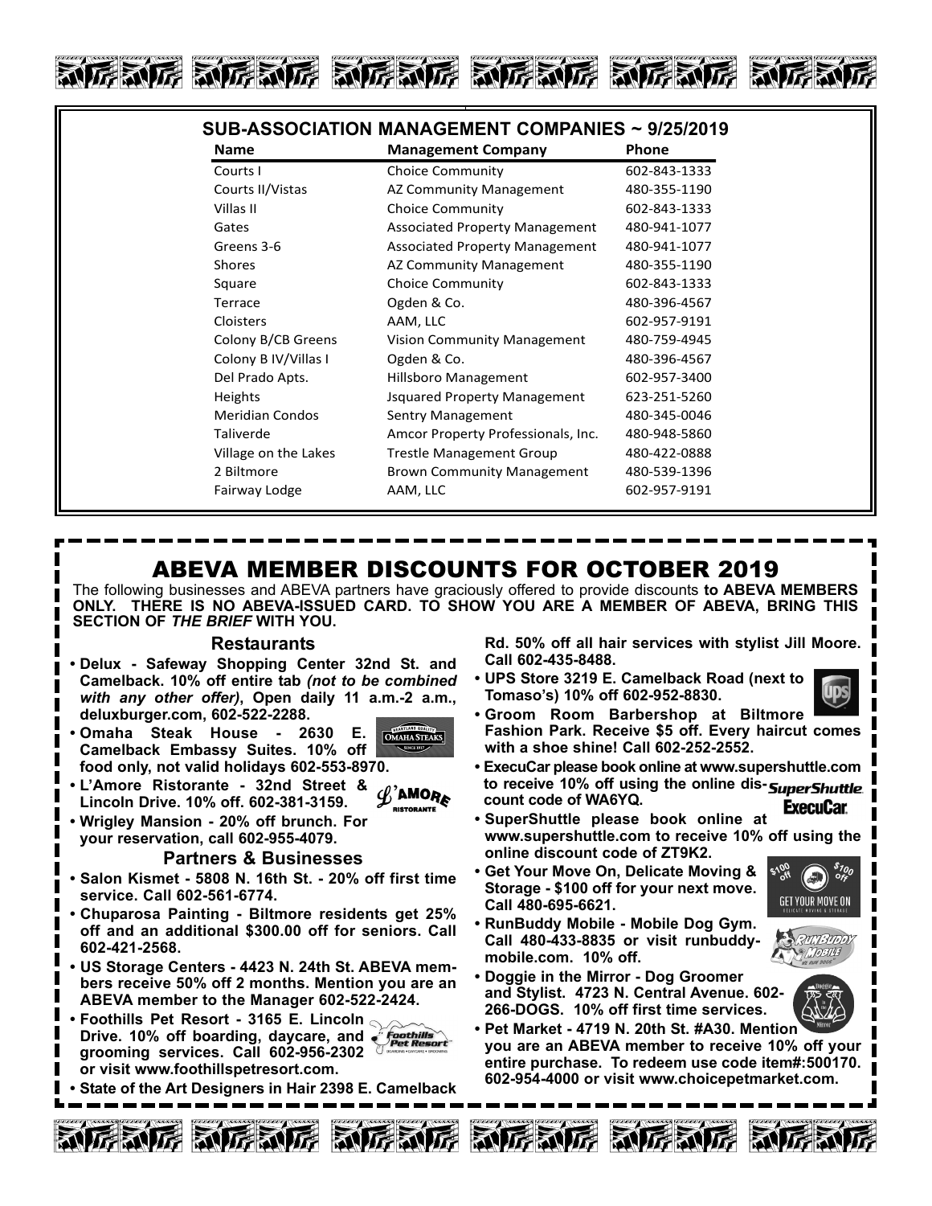## SUB-ASSOCIATION MANAGEMENT COMPANIES ~ 9/25/2019

| Name | Management Company | Phone |
|---|---|---|
| Courts I | Choice Community | 602-843-1333 |
| Courts II/Vistas | AZ Community Management | 480-355-1190 |
| Villas II | Choice Community | 602-843-1333 |
| Gates | Associated Property Management | 480-941-1077 |
| Greens 3-6 | Associated Property Management | 480-941-1077 |
| Shores | AZ Community Management | 480-355-1190 |
| Square | Choice Community | 602-843-1333 |
| Terrace | Ogden & Co. | 480-396-4567 |
| Cloisters | AAM, LLC | 602-957-9191 |
| Colony B/CB Greens | Vision Community Management | 480-759-4945 |
| Colony B IV/Villas I | Ogden & Co. | 480-396-4567 |
| Del Prado Apts. | Hillsboro Management | 602-957-3400 |
| Heights | Jsquared Property Management | 623-251-5260 |
| Meridian Condos | Sentry Management | 480-345-0046 |
| Taliverde | Amcor Property Professionals, Inc. | 480-948-5860 |
| Village on the Lakes | Trestle Management Group | 480-422-0888 |
| 2 Biltmore | Brown Community Management | 480-539-1396 |
| Fairway Lodge | AAM, LLC | 602-957-9191 |

## ABEVA MEMBER DISCOUNTS FOR OCTOBER 2019

The following businesses and ABEVA partners have graciously offered to provide discounts **to ABEVA MEMBERS ONLY. THERE IS NO ABEVA-ISSUED CARD. TO SHOW YOU ARE A MEMBER OF ABEVA, BRING THIS SECTION OF *THE BRIEF* WITH YOU.**

### Restaurants

- **Delux - Safeway Shopping Center 32nd St. and Camelback. 10% off entire tab *(not to be combined with any other offer)*, Open daily 11 a.m.-2 a.m., deluxburger.com, 602-522-2288.**
- **Omaha Steak House - 2630 E. Camelback Embassy Suites. 10% off food only, not valid holidays 602-553-8970.**
- **L'Amore Ristorante - 32nd Street & Lincoln Drive. 10% off. 602-381-3159.**
- **Wrigley Mansion - 20% off brunch. For your reservation, call 602-955-4079.**

### Partners & Businesses

- **Salon Kismet - 5808 N. 16th St. - 20% off first time service. Call 602-561-6774.**
- **Chuparosa Painting - Biltmore residents get 25% off and an additional $300.00 off for seniors. Call 602-421-2568.**
- **US Storage Centers - 4423 N. 24th St. ABEVA members receive 50% off 2 months. Mention you are an ABEVA member to the Manager 602-522-2424.**
- **Foothills Pet Resort - 3165 E. Lincoln Drive. 10% off boarding, daycare, and grooming services. Call 602-956-2302 or visit www.foothillspetresort.com.**
- **State of the Art Designers in Hair 2398 E. Camelback Rd. 50% off all hair services with stylist Jill Moore. Call 602-435-8488.**
- **UPS Store 3219 E. Camelback Road (next to Tomaso's) 10% off 602-952-8830.**
- **Groom Room Barbershop at Biltmore Fashion Park. Receive $5 off. Every haircut comes with a shoe shine! Call 602-252-2552.**
- **ExecuCar please book online at www.supershuttle.com to receive 10% off using the online discount code of WA6YQ.**
- **SuperShuttle please book online at www.supershuttle.com to receive 10% off using the online discount code of ZT9K2.**
- **Get Your Move On, Delicate Moving & Storage - $100 off for your next move. Call 480-695-6621.**
- **RunBuddy Mobile - Mobile Dog Gym. Call 480-433-8835 or visit runbuddymobile.com. 10% off.**
- **Doggie in the Mirror - Dog Groomer and Stylist. 4723 N. Central Avenue. 602-266-DOGS. 10% off first time services.**
- **Pet Market - 4719 N. 20th St. #A30. Mention you are an ABEVA member to receive 10% off your entire purchase. To redeem use code item#:500170. 602-954-4000 or visit www.choicepetmarket.com.**